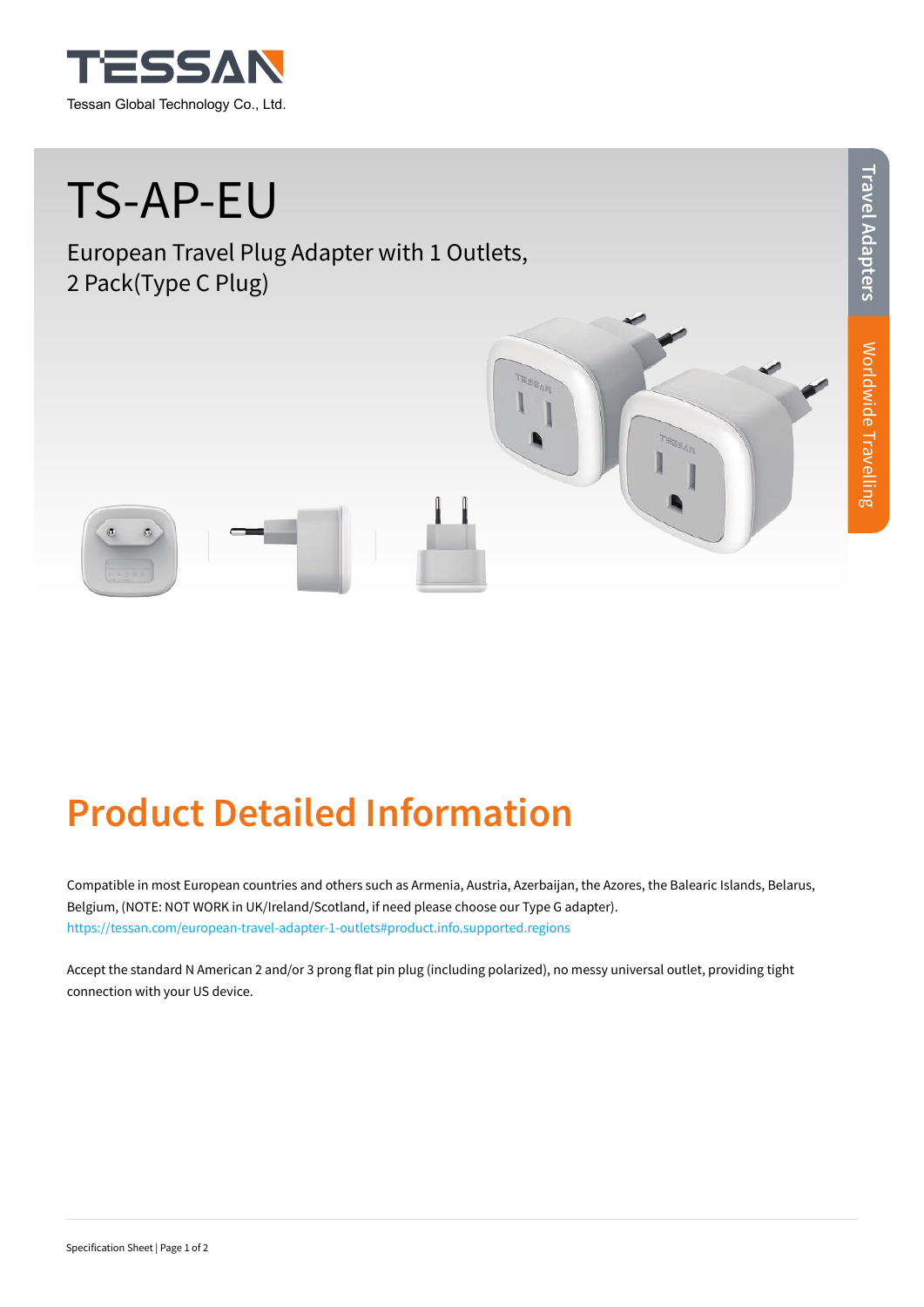TESSAN

Tessan Global Technology Co., Ltd.

# TS-AP-EU

European Travel Plug Adapter with 1 Outlets, 2 Pack(Type C Plug)

Travel Adapters

Worldwide Travelling

## Product Detailed Information

Compatible in most European countries and others such as Armenia, Austria, Azerbaijan, the Azores, the Balearic Islands, Belarus, Belgium, (NOTE: NOT WORK in UK/Ireland/Scotland, if need please choose our Type G adapter).
https://tessan.com/european-travel-adapter-1-outlets#product.info.supported.regions

Accept the standard N American 2 and/or 3 prong flat pin plug (including polarized), no messy universal outlet, providing tight connection with your US device.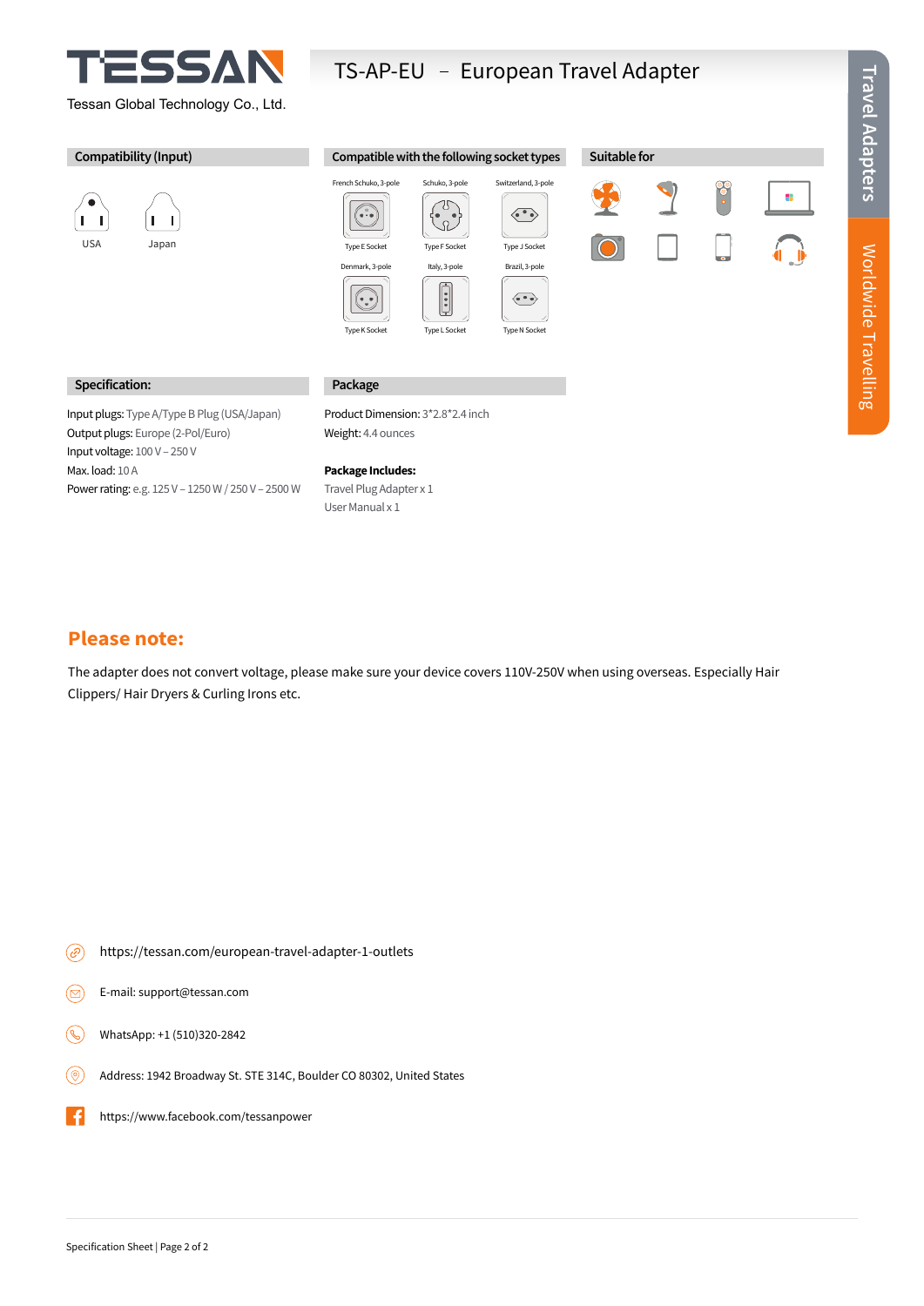# TESSAN

Tessan Global Technology Co., Ltd.

## TS-AP-EU – European Travel Adapter

Travel Adapters

Worldwide Travelling

### Compatibility (Input)

USA

Japan

### Compatible with the following socket types

French Schuko, 3-pole — Type E Socket

Schuko, 3-pole — Type F Socket

Switzerland, 3-pole — Type J Socket

Denmark, 3-pole — Type K Socket

Italy, 3-pole — Type L Socket

Brazil, 3-pole — Type N Socket

### Suitable for

### Specification:

**Input plugs:** Type A/Type B Plug (USA/Japan)
**Output plugs:** Europe (2-Pol/Euro)
**Input voltage:** 100 V – 250 V
**Max. load:** 10 A
**Power rating:** e.g. 125 V – 1250 W / 250 V – 2500 W

### Package

**Product Dimension:** 3*2.8*2.4 inch
**Weight:** 4.4 ounces

**Package Includes:**
Travel Plug Adapter x 1
User Manual x 1

## Please note:

The adapter does not convert voltage, please make sure your device covers 110V-250V when using overseas. Especially Hair Clippers/ Hair Dryers & Curling Irons etc.

https://tessan.com/european-travel-adapter-1-outlets

E-mail: support@tessan.com

WhatsApp: +1 (510)320-2842

Address: 1942 Broadway St. STE 314C, Boulder CO 80302, United States

https://www.facebook.com/tessanpower

Specification Sheet